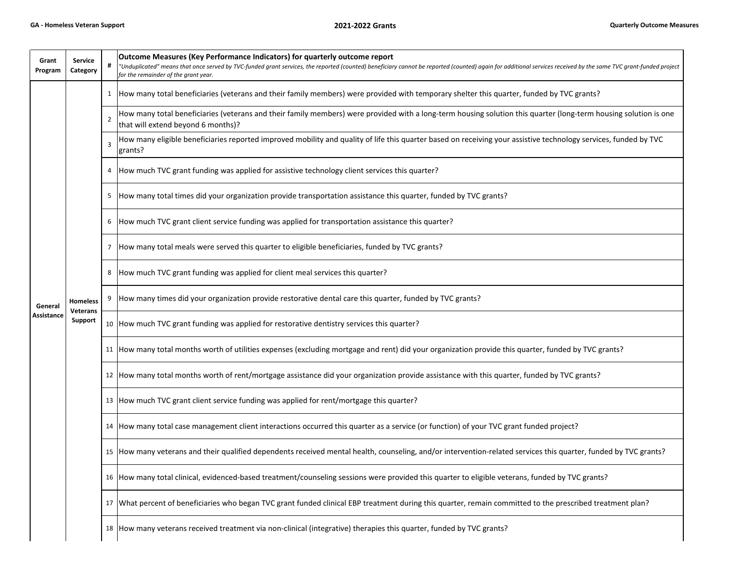| Grant Program | Service Category | # | **Outcome Measures (Key Performance Indicators) for quarterly outcome report**<br>*"Unduplicated" means that once served by TVC-funded grant services, the reported (counted) beneficiary cannot be reported (counted) again for additional services received by the same TVC grant-funded project for the remainder of the grant year.* |
|---|---|---|---|
| General Assistance | Homeless Veterans Support | 1 | How many total beneficiaries (veterans and their family members) were provided with temporary shelter this quarter, funded by TVC grants? |
| | | 2 | How many total beneficiaries (veterans and their family members) were provided with a long-term housing solution this quarter (long-term housing solution is one that will extend beyond 6 months)? |
| | | 3 | How many eligible beneficiaries reported improved mobility and quality of life this quarter based on receiving your assistive technology services, funded by TVC grants? |
| | | 4 | How much TVC grant funding was applied for assistive technology client services this quarter? |
| | | 5 | How many total times did your organization provide transportation assistance this quarter, funded by TVC grants? |
| | | 6 | How much TVC grant client service funding was applied for transportation assistance this quarter? |
| | | 7 | How many total meals were served this quarter to eligible beneficiaries, funded by TVC grants? |
| | | 8 | How much TVC grant funding was applied for client meal services this quarter? |
| | | 9 | How many times did your organization provide restorative dental care this quarter, funded by TVC grants? |
| | | 10 | How much TVC grant funding was applied for restorative dentistry services this quarter? |
| | | 11 | How many total months worth of utilities expenses (excluding mortgage and rent) did your organization provide this quarter, funded by TVC grants? |
| | | 12 | How many total months worth of rent/mortgage assistance did your organization provide assistance with this quarter, funded by TVC grants? |
| | | 13 | How much TVC grant client service funding was applied for rent/mortgage this quarter? |
| | | 14 | How many total case management client interactions occurred this quarter as a service (or function) of your TVC grant funded project? |
| | | 15 | How many veterans and their qualified dependents received mental health, counseling, and/or intervention-related services this quarter, funded by TVC grants? |
| | | 16 | How many total clinical, evidenced-based treatment/counseling sessions were provided this quarter to eligible veterans, funded by TVC grants? |
| | | 17 | What percent of beneficiaries who began TVC grant funded clinical EBP treatment during this quarter, remain committed to the prescribed treatment plan? |
| | | 18 | How many veterans received treatment via non-clinical (integrative) therapies this quarter, funded by TVC grants? |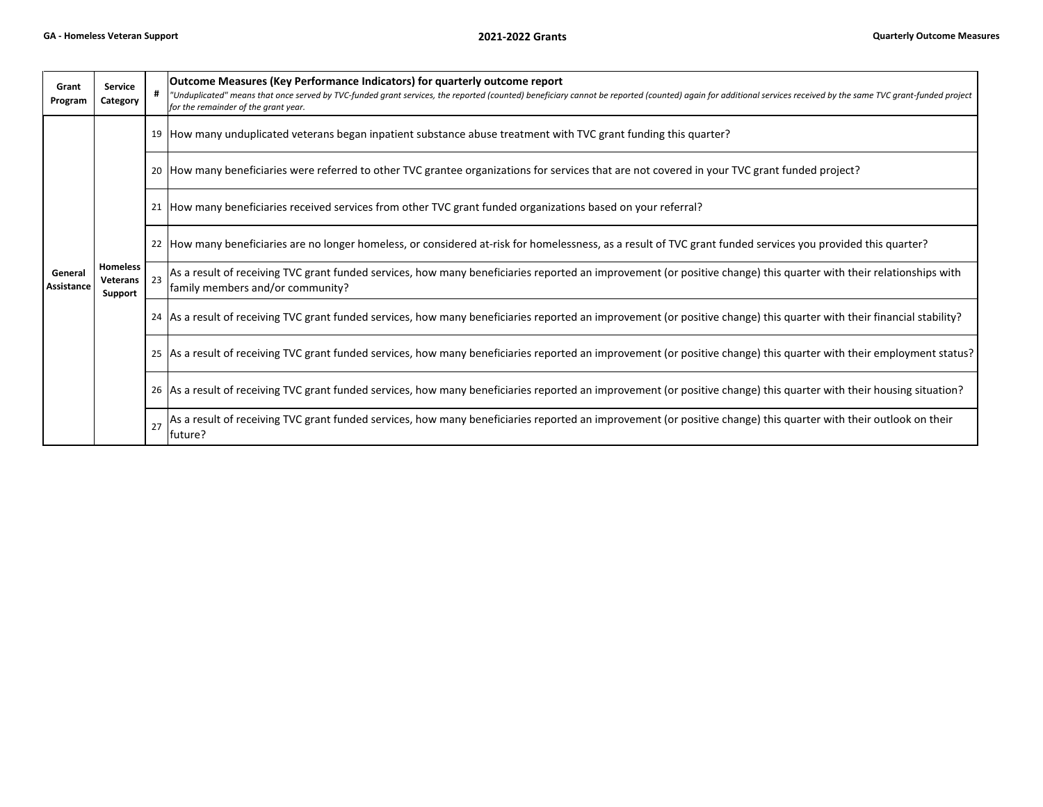| Grant Program | Service Category | # | **Outcome Measures (Key Performance Indicators) for quarterly outcome report** *"Unduplicated" means that once served by TVC-funded grant services, the reported (counted) beneficiary cannot be reported (counted) again for additional services received by the same TVC grant-funded project for the remainder of the grant year.* |
|---|---|---|---|
| **General Assistance** | **Homeless Veterans Support** | 19 | How many unduplicated veterans began inpatient substance abuse treatment with TVC grant funding this quarter? |
| | | 20 | How many beneficiaries were referred to other TVC grantee organizations for services that are not covered in your TVC grant funded project? |
| | | 21 | How many beneficiaries received services from other TVC grant funded organizations based on your referral? |
| | | 22 | How many beneficiaries are no longer homeless, or considered at-risk for homelessness, as a result of TVC grant funded services you provided this quarter? |
| | | 23 | As a result of receiving TVC grant funded services, how many beneficiaries reported an improvement (or positive change) this quarter with their relationships with family members and/or community? |
| | | 24 | As a result of receiving TVC grant funded services, how many beneficiaries reported an improvement (or positive change) this quarter with their financial stability? |
| | | 25 | As a result of receiving TVC grant funded services, how many beneficiaries reported an improvement (or positive change) this quarter with their employment status? |
| | | 26 | As a result of receiving TVC grant funded services, how many beneficiaries reported an improvement (or positive change) this quarter with their housing situation? |
| | | 27 | As a result of receiving TVC grant funded services, how many beneficiaries reported an improvement (or positive change) this quarter with their outlook on their future? |